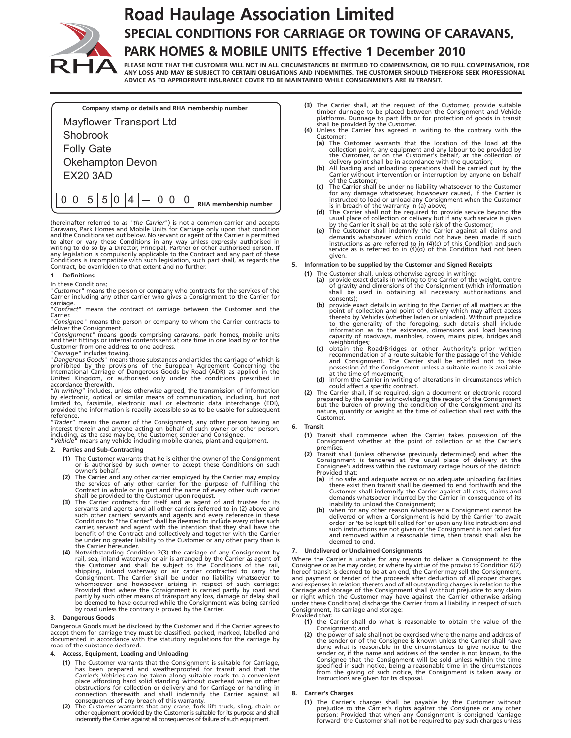# Road Haulage Association Limited

## SPECIAL CONDITIONS FOR CARRIAGE OR TOWING OF CARAVANS, PARK HOMES & MOBILE UNITS Effective 1 December 2010

**PLEASE NOTE THAT THE CUSTOMER WILL NOT IN ALL CIRCUMSTANCES BE ENTITLED TO COMPENSATION, OR TO FULL COMPENSATION, FOR ANY LOSS AND MAY BE SUBJECT TO CERTAIN OBLIGATIONS AND INDEMNITIES. THE CUSTOMER SHOULD THEREFORE SEEK PROFESSIONAL ADVICE AS TO APPROPRIATE INSURANCE COVER TO BE MAINTAINED WHILE CONSIGNMENTS ARE IN TRANSIT.**

**Company stamp or details and RHA membership number**

Mayflower Transport Ltd
Shobrook
Folly Gate
Okehampton Devon
EX20 3AD

0 0 5 5 0 4 — 0 0 0 **RHA membership number**

(hereinafter referred to as "*the Carrier*") is not a common carrier and accepts Caravans, Park Homes and Mobile Units for Carriage only upon that condition and the Conditions set out below. No servant or agent of the Carrier is permitted to alter or vary these Conditions in any way unless expressly authorised in writing to do so by a Director, Principal, Partner or other authorised person. If any legislation is compulsorily applicable to the Contract and any part of these Conditions is incompatible with such legislation, such part shall, as regards the Contract, be overridden to that extent and no further.

### 1. Definitions

In these Conditions;

"*Customer*" means the person or company who contracts for the services of the Carrier including any other carrier who gives a Consignment to the Carrier for carriage.

"*Contract*" means the contract of carriage between the Customer and the Carrier.

"*Consignee*" means the person or company to whom the Carrier contracts to deliver the Consignment.

"*Consignment*" means goods comprising caravans, park homes, mobile units and their fittings or internal contents sent at one time in one load by or for the Customer from one address to one address.

"*Carriage*" includes towing.

"*Dangerous Goods*" means those substances and articles the carriage of which is prohibited by the provisions of the European Agreement Concerning the International Carriage of Dangerous Goods by Road (ADR) as applied in the United Kingdom, or authorised only under the conditions prescribed in accordance therewith.

"*In writing*" includes, unless otherwise agreed, the transmission of information by electronic, optical or similar means of communication, including, but not limited to, facsimile, electronic mail or electronic data interchange (EDI), provided the information is readily accessible so as to be usable for subsequent reference.

"*Trader*" means the owner of the Consignment, any other person having an interest therein and anyone acting on behalf of such owner or other person, including, as the case may be, the Customer, sender and Consignee.

"*Vehicle*" means any vehicle including mobile cranes, plant and equipment.

### 2. Parties and Sub-Contracting

**(1)** The Customer warrants that he is either the owner of the Consignment or is authorised by such owner to accept these Conditions on such owner's behalf.

**(2)** The Carrier and any other carrier employed by the Carrier may employ the services of any other carrier for the purpose of fulfilling the Contract in whole or in part and the name of every other such carrier shall be provided to the Customer upon request.

**(3)** The Carrier contracts for itself and as agent of and trustee for its servants and agents and all other carriers referred to in (2) above and such other carriers' servants and agents and every reference in these Conditions to "the Carrier" shall be deemed to include every other such carrier, servant and agent with the intention that they shall have the benefit of the Contract and collectively and together with the Carrier be under no greater liability to the Customer or any other party than is the Carrier hereunder.

**(4)** Notwithstanding Condition 2(3) the carriage of any Consignment by rail, sea, inland waterway or air is arranged by the Carrier as agent of the Customer and shall be subject to the Conditions of the rail, shipping, inland waterway or air carrier contracted to carry the Consignment. The Carrier shall be under no liability whatsoever to whomsoever and howsoever arising in respect of such carriage: Provided that where the Consignment is carried partly by road and partly by such other means of transport any loss, damage or delay shall be deemed to have occurred while the Consignment was being carried by road unless the contrary is proved by the Carrier.

### 3. Dangerous Goods

Dangerous Goods must be disclosed by the Customer and if the Carrier agrees to accept them for carriage they must be classified, packed, marked, labelled and documented in accordance with the statutory regulations for the carriage by road of the substance declared.

### 4. Access, Equipment, Loading and Unloading

**(1)** The Customer warrants that the Consignment is suitable for Carriage, has been prepared and weatherproofed for transit and that the Carrier's Vehicles can be taken along suitable roads to a convenient place affording hard solid standing without overhead wires or other obstructions for collection or delivery and for Carriage or handling in connection therewith and shall indemnify the Carrier against all consequences of any breach of this warranty.

**(2)** The Customer warrants that any crane, fork lift truck, sling, chain or other equipment provided by the Customer is suitable for its purpose and shall indemnify the Carrier against all consequences of failure of such equipment.

**(3)** The Carrier shall, at the request of the Customer, provide suitable timber dunnage to be placed between the Consignment and Vehicle platforms. Dunnage to part lifts or for protection of goods in transit shall be provided by the Customer.

**(4)** Unless the Carrier has agreed in writing to the contrary with the Customer:

- **(a)** The Customer warrants that the location of the load at the collection point, any equipment and any labour to be provided by the Customer, or on the Customer's behalf, at the collection or delivery point shall be in accordance with the quotation;
- **(b)** All loading and unloading operations shall be carried out by the Carrier without intervention or interruption by anyone on behalf of the Customer;
- **(c)** The Carrier shall be under no liability whatsoever to the Customer for any damage whatsoever, howsoever caused, if the Carrier is instructed to load or unload any Consignment when the Customer is in breach of the warranty in (a) above;
- **(d)** The Carrier shall not be required to provide service beyond the usual place of collection or delivery but if any such service is given by the Carrier it shall be at the sole risk of the Customer;
- **(e)** The Customer shall indemnify the Carrier against all claims and demands whatsoever which could not have been made if such instructions as are referred to in (4)(c) of this Condition and such service as is referred to in (4)(d) of this Condition had not been given.

### 5. Information to be supplied by the Customer and Signed Receipts

**(1)** The Customer shall, unless otherwise agreed in writing:

- **(a)** provide exact details in writing to the Carrier of the weight, centre of gravity and dimensions of the Consignment (which information shall be used in obtaining all necessary authorisations and consents);
- **(b)** provide exact details in writing to the Carrier of all matters at the point of collection and point of delivery which may affect access thereto by Vehicles (whether laden or unladen). Without prejudice to the generality of the foregoing, such details shall include information as to the existence, dimensions and load bearing capacity of roadways, manholes, covers, mains pipes, bridges and weighbridges;
- **(c)** obtain the Road/Bridges or other Authority's prior written recommendation of a route suitable for the passage of the Vehicle and Consignment. The Carrier shall be entitled not to take possession of the Consignment unless a suitable route is available at the time of movement;
- **(d)** inform the Carrier in writing of alterations in circumstances which could affect a specific contract.

**(2)** The Carrier shall, if so required, sign a document or electronic record prepared by the sender acknowledging the receipt of the Consignment but the burden of proving the condition of the Consignment and its nature, quantity or weight at the time of collection shall rest with the Customer.

### 6. Transit

**(1)** Transit shall commence when the Carrier takes possession of the Consignment whether at the point of collection or at the Carrier's premises.

**(2)** Transit shall (unless otherwise previously determined) end when the Consignment is tendered at the usual place of delivery at the Consignee's address within the customary cartage hours of the district: Provided that:

- **(a)** if no safe and adequate access or no adequate unloading facilities there exist then transit shall be deemed to end forthwith and the Customer shall indemnify the Carrier against all costs, claims and demands whatsoever incurred by the Carrier in consequence of its inability to unload the Consignment;
- **(b)** when for any other reason whatsoever a Consignment cannot be delivered or when a Consignment is held by the Carrier 'to await order' or 'to be kept till called for' or upon any like instructions and such instructions are not given or the Consignment is not called for and removed within a reasonable time, then transit shall also be deemed to end.

### 7. Undelivered or Unclaimed Consignments

Where the Carrier is unable for any reason to deliver a Consignment to the Consignee or as he may order, or where by virtue of the proviso to Condition 6(2) hereof transit is deemed to be at an end, the Carrier may sell the Consignment, and payment or tender of the proceeds after deduction of all proper charges and expenses in relation thereto and of all outstanding charges in relation to the Carriage and storage of the Consignment shall (without prejudice to any claim or right which the Customer may have against the Carrier otherwise arising under these Conditions) discharge the Carrier from all liability in respect of such Consignment, its carriage and storage:

Provided that:

**(1)** the Carrier shall do what is reasonable to obtain the value of the Consignment; and

**(2)** the power of sale shall not be exercised where the name and address of the sender or of the Consignee is known unless the Carrier shall have done what is reasonable in the circumstances to give notice to the sender or, if the name and address of the sender is not known, to the Consignee that the Consignment will be sold unless within the time specified in such notice, being a reasonable time in the circumstances from the giving of such notice, the Consignment is taken away or instructions are given for its disposal.

### 8. Carrier's Charges

**(1)** The Carrier's charges shall be payable by the Customer without prejudice to the Carrier's rights against the Consignee or any other person: Provided that when any Consignment is consigned 'carriage forward' the Customer shall not be required to pay such charges unless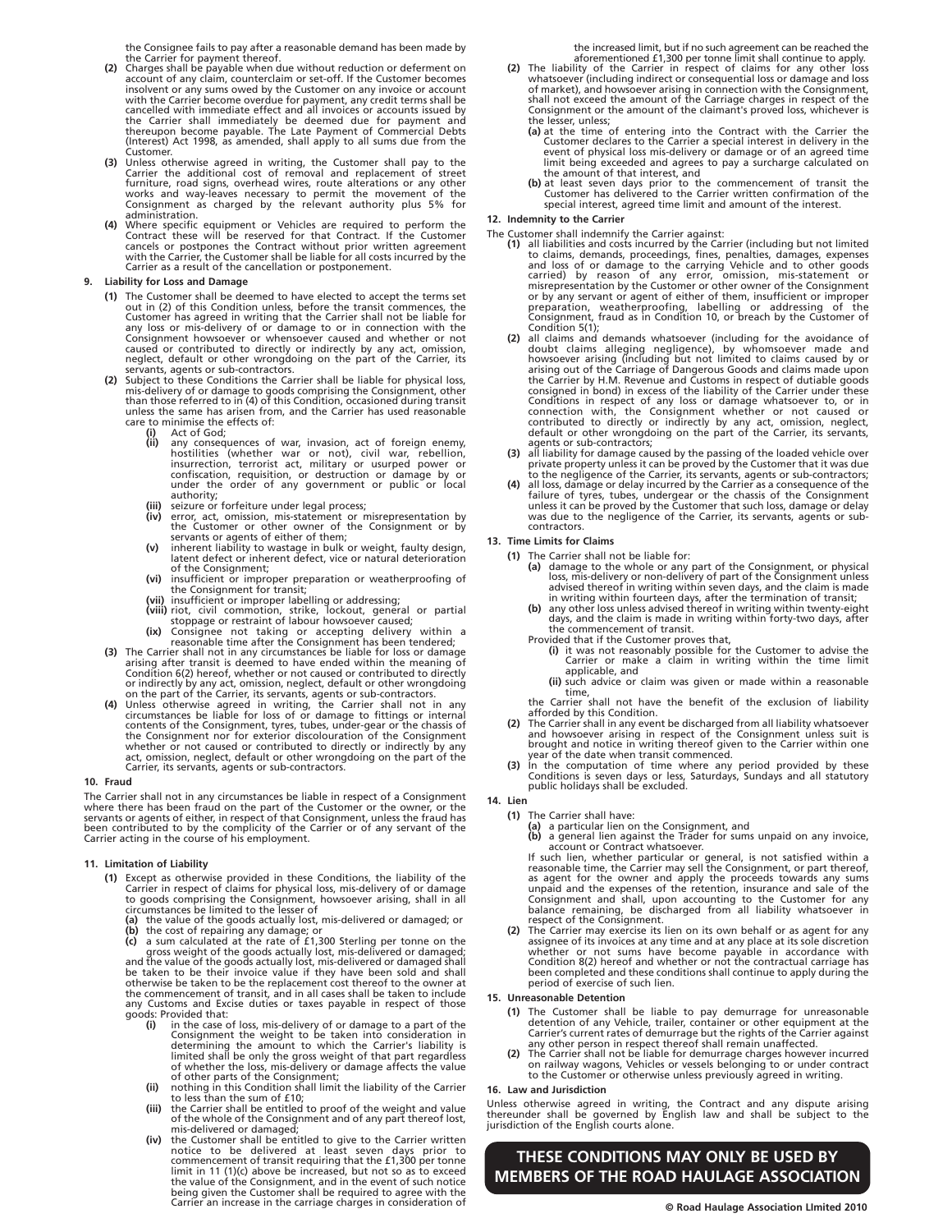the Consignee fails to pay after a reasonable demand has been made by the Carrier for payment thereof.

**(2)** Charges shall be payable when due without reduction or deferment on account of any claim, counterclaim or set-off. If the Customer becomes insolvent or any sums owed by the Customer on any invoice or account with the Carrier become overdue for payment, any credit terms shall be cancelled with immediate effect and all invoices or accounts issued by the Carrier shall immediately be deemed due for payment and thereupon become payable. The Late Payment of Commercial Debts (Interest) Act 1998, as amended, shall apply to all sums due from the Customer.

**(3)** Unless otherwise agreed in writing, the Customer shall pay to the Carrier the additional cost of removal and replacement of street furniture, road signs, overhead wires, route alterations or any other works and way-leaves necessary to permit the movement of the Consignment as charged by the relevant authority plus 5% for administration.

**(4)** Where specific equipment or Vehicles are required to perform the Contract these will be reserved for that Contract. If the Customer cancels or postpones the Contract without prior written agreement with the Carrier, the Customer shall be liable for all costs incurred by the Carrier as a result of the cancellation or postponement.

### 9. Liability for Loss and Damage

**(1)** The Customer shall be deemed to have elected to accept the terms set out in (2) of this Condition unless, before the transit commences, the Customer has agreed in writing that the Carrier shall not be liable for any loss or mis-delivery of or damage to or in connection with the Consignment howsoever or whensoever caused and whether or not caused or contributed to directly or indirectly by any act, omission, neglect, default or other wrongdoing on the part of the Carrier, its servants, agents or sub-contractors.

**(2)** Subject to these Conditions the Carrier shall be liable for physical loss, mis-delivery of or damage to goods comprising the Consignment, other than those referred to in (4) of this Condition, occasioned during transit unless the same has arisen from, and the Carrier has used reasonable care to minimise the effects of:

- **(i)** Act of God;
- **(ii)** any consequences of war, invasion, act of foreign enemy, hostilities (whether war or not), civil war, rebellion, insurrection, terrorist act, military or usurped power or confiscation, requisition, or destruction or damage by or under the order of any government or public or local authority;
- **(iii)** seizure or forfeiture under legal process;
- **(iv)** error, act, omission, mis-statement or misrepresentation by the Customer or other owner of the Consignment or by servants or agents of either of them;
- **(v)** inherent liability to wastage in bulk or weight, faulty design, latent defect or inherent defect, vice or natural deterioration of the Consignment;
- **(vi)** insufficient or improper preparation or weatherproofing of the Consignment for transit;
- **(vii)** insufficient or improper labelling or addressing;
- **(viii)** riot, civil commotion, strike, lockout, general or partial stoppage or restraint of labour howsoever caused;
- **(ix)** Consignee not taking or accepting delivery within a reasonable time after the Consignment has been tendered;

**(3)** The Carrier shall not in any circumstances be liable for loss or damage arising after transit is deemed to have ended within the meaning of Condition 6(2) hereof, whether or not caused or contributed to directly or indirectly by any act, omission, neglect, default or other wrongdoing on the part of the Carrier, its servants, agents or sub-contractors.

**(4)** Unless otherwise agreed in writing, the Carrier shall not in any circumstances be liable for loss of or damage to fittings or internal contents of the Consignment, tyres, tubes, under-gear or the chassis of the Consignment nor for exterior discolouration of the Consignment whether or not caused or contributed to directly or indirectly by any act, omission, neglect, default or other wrongdoing on the part of the Carrier, its servants, agents or sub-contractors.

### 10. Fraud

The Carrier shall not in any circumstances be liable in respect of a Consignment where there has been fraud on the part of the Customer or the owner, or the servants or agents of either, in respect of that Consignment, unless the fraud has been contributed to by the complicity of the Carrier or of any servant of the Carrier acting in the course of his employment.

### 11. Limitation of Liability

**(1)** Except as otherwise provided in these Conditions, the liability of the Carrier in respect of claims for physical loss, mis-delivery of or damage to goods comprising the Consignment, howsoever arising, shall in all circumstances be limited to the lesser of

- **(a)** the value of the goods actually lost, mis-delivered or damaged; or
- **(b)** the cost of repairing any damage; or
- **(c)** a sum calculated at the rate of £1,300 Sterling per tonne on the gross weight of the goods actually lost, mis-delivered or damaged;

and the value of the goods actually lost, mis-delivered or damaged shall be taken to be their invoice value if they have been sold and shall otherwise be taken to be the replacement cost thereof to the owner at the commencement of transit, and in all cases shall be taken to include any Customs and Excise duties or taxes payable in respect of those goods: Provided that:

- **(i)** in the case of loss, mis-delivery of or damage to a part of the Consignment the weight to be taken into consideration in determining the amount to which the Carrier's liability is limited shall be only the gross weight of that part regardless of whether the loss, mis-delivery or damage affects the value of other parts of the Consignment;
- **(ii)** nothing in this Condition shall limit the liability of the Carrier to less than the sum of £10;
- **(iii)** the Carrier shall be entitled to proof of the weight and value of the whole of the Consignment and of any part thereof lost, mis-delivered or damaged;
- **(iv)** the Customer shall be entitled to give to the Carrier written notice to be delivered at least seven days prior to commencement of transit requiring that the £1,300 per tonne limit in 11 (1)(c) above be increased, but not so as to exceed the value of the Consignment, and in the event of such notice being given the Customer shall be required to agree with the Carrier an increase in the carriage charges in consideration of the increased limit, but if no such agreement can be reached the aforementioned £1,300 per tonne limit shall continue to apply.

**(2)** The liability of the Carrier in respect of claims for any other loss whatsoever (including indirect or consequential loss or damage and loss of market), and howsoever arising in connection with the Consignment, shall not exceed the amount of the Carriage charges in respect of the Consignment or the amount of the claimant's proved loss, whichever is the lesser, unless;

- **(a)** at the time of entering into the Contract with the Carrier the Customer declares to the Carrier a special interest in delivery in the event of physical loss mis-delivery or damage or of an agreed time limit being exceeded and agrees to pay a surcharge calculated on the amount of that interest, and
- **(b)** at least seven days prior to the commencement of transit the Customer has delivered to the Carrier written confirmation of the special interest, agreed time limit and amount of the interest.

### 12. Indemnity to the Carrier

The Customer shall indemnify the Carrier against:

**(1)** all liabilities and costs incurred by the Carrier (including but not limited to claims, demands, proceedings, fines, penalties, damages, expenses and loss of or damage to the carrying Vehicle and to other goods carried) by reason of any error, omission, mis-statement or misrepresentation by the Customer or other owner of the Consignment or by any servant or agent of either of them, insufficient or improper preparation, weatherproofing, labelling or addressing of the Consignment, fraud as in Condition 10, or breach by the Customer of Condition 5(1);

**(2)** all claims and demands whatsoever (including for the avoidance of doubt claims alleging negligence), by whomsoever made and howsoever arising (including but not limited to claims caused by or arising out of the Carriage of Dangerous Goods and claims made upon the Carrier by H.M. Revenue and Customs in respect of dutiable goods consigned in bond) in excess of the liability of the Carrier under these Conditions in respect of any loss or damage whatsoever to, or in connection with, the Consignment whether or not caused or contributed to directly or indirectly by any act, omission, neglect, default or other wrongdoing on the part of the Carrier, its servants, agents or sub-contractors;

**(3)** all liability for damage caused by the passing of the loaded vehicle over private property unless it can be proved by the Customer that it was due to the negligence of the Carrier, its servants, agents or sub-contractors;

**(4)** all loss, damage or delay incurred by the Carrier as a consequence of the failure of tyres, tubes, undergear or the chassis of the Consignment unless it can be proved by the Customer that such loss, damage or delay was due to the negligence of the Carrier, its servants, agents or sub-contractors.

### 13. Time Limits for Claims

**(1)** The Carrier shall not be liable for:

- **(a)** damage to the whole or any part of the Consignment, or physical loss, mis-delivery or non-delivery of part of the Consignment unless advised thereof in writing within seven days, and the claim is made in writing within fourteen days, after the termination of transit;
- **(b)** any other loss unless advised thereof in writing within twenty-eight days, and the claim is made in writing within forty-two days, after the commencement of transit.

Provided that if the Customer proves that,

- **(i)** it was not reasonably possible for the Customer to advise the Carrier or make a claim in writing within the time limit applicable, and
- **(ii)** such advice or claim was given or made within a reasonable time,

the Carrier shall not have the benefit of the exclusion of liability afforded by this Condition.

**(2)** The Carrier shall in any event be discharged from all liability whatsoever and howsoever arising in respect of the Consignment unless suit is brought and notice in writing thereof given to the Carrier within one year of the date when transit commenced.

**(3)** In the computation of time where any period provided by these Conditions is seven days or less, Saturdays, Sundays and all statutory public holidays shall be excluded.

### 14. Lien

**(1)** The Carrier shall have:

- **(a)** a particular lien on the Consignment, and
- **(b)** a general lien against the Trader for sums unpaid on any invoice, account or Contract whatsoever.

If such lien, whether particular or general, is not satisfied within a reasonable time, the Carrier may sell the Consignment, or part thereof, as agent for the owner and apply the proceeds towards any sums unpaid and the expenses of the retention, insurance and sale of the Consignment and shall, upon accounting to the Customer for any balance remaining, be discharged from all liability whatsoever in respect of the Consignment.

**(2)** The Carrier may exercise its lien on its own behalf or as agent for any assignee of its invoices at any time and at any place at its sole discretion whether or not sums have become payable in accordance with Condition 8(2) hereof and whether or not the contractual carriage has been completed and these conditions shall continue to apply during the period of exercise of such lien.

### 15. Unreasonable Detention

**(1)** The Customer shall be liable to pay demurrage for unreasonable detention of any Vehicle, trailer, container or other equipment at the Carrier's current rates of demurrage but the rights of the Carrier against any other person in respect thereof shall remain unaffected.

**(2)** The Carrier shall not be liable for demurrage charges however incurred on railway wagons, Vehicles or vessels belonging to or under contract to the Customer or otherwise unless previously agreed in writing.

### 16. Law and Jurisdiction

Unless otherwise agreed in writing, the Contract and any dispute arising thereunder shall be governed by English law and shall be subject to the jurisdiction of the English courts alone.

**THESE CONDITIONS MAY ONLY BE USED BY MEMBERS OF THE ROAD HAULAGE ASSOCIATION**

© Road Haulage Association LImited 2010